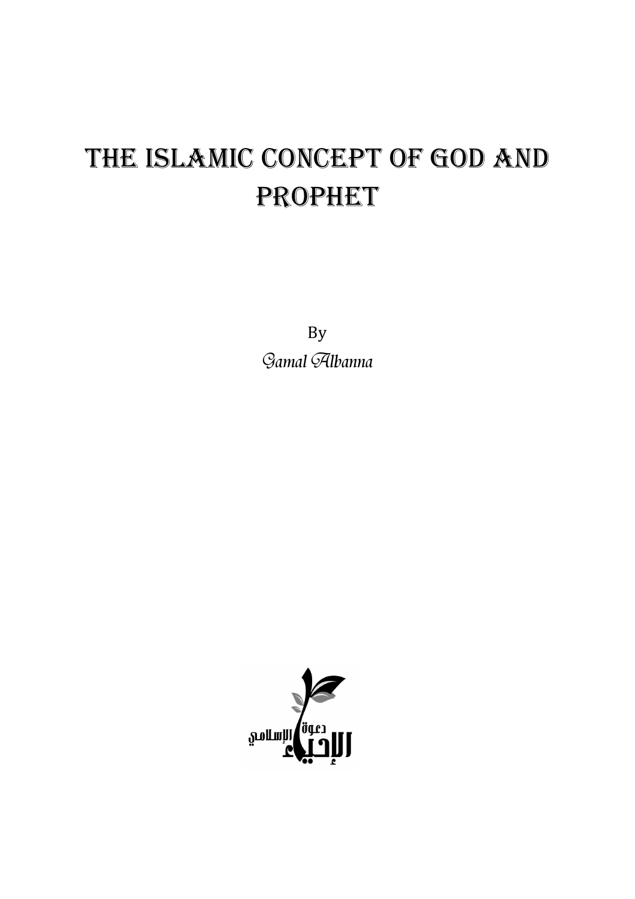# The Islamic Concept of God and Prophet

By

*Gamal Albanna*

دعوة الإحياء الإسلامي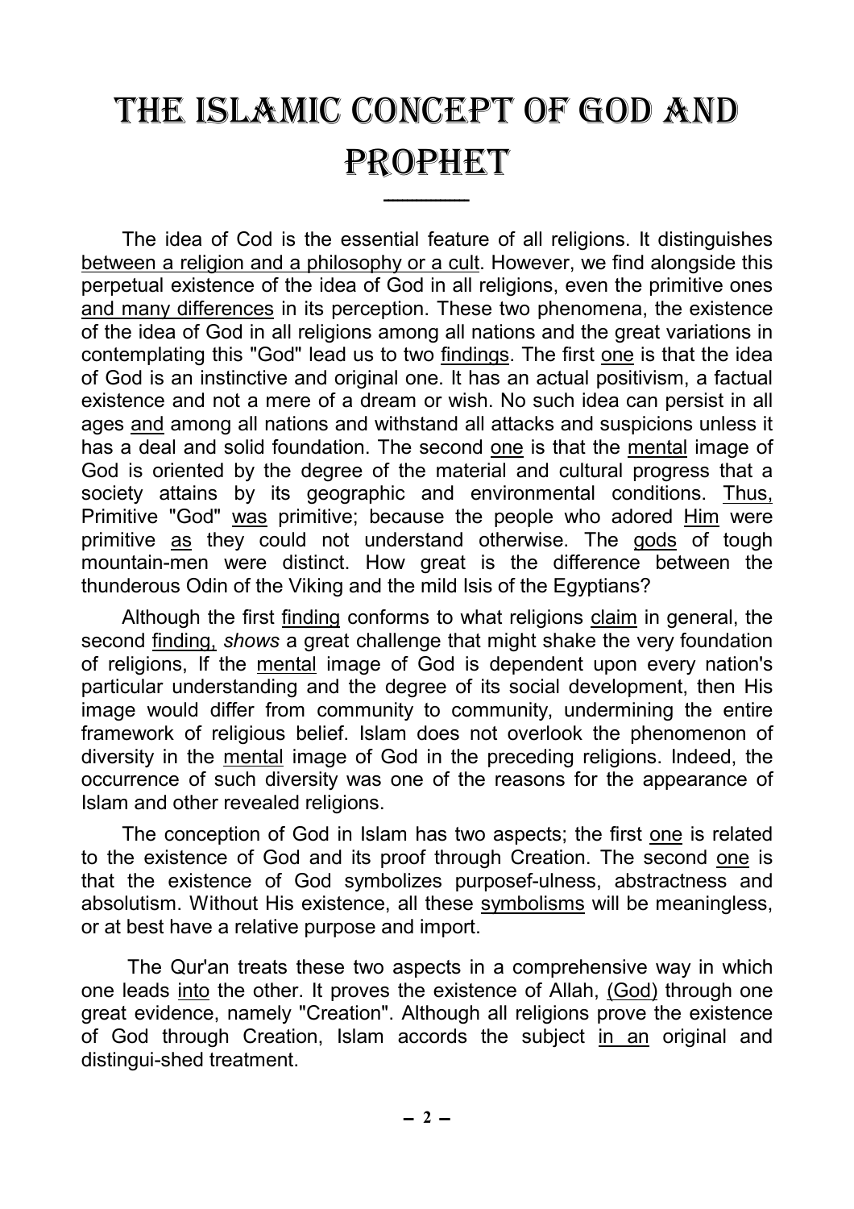# The Islamic Concept of God and Prophet

The idea of Cod is the essential feature of all religions. It distinguishes between a religion and a philosophy or a cult. However, we find alongside this perpetual existence of the idea of God in all religions, even the primitive ones and many differences in its perception. These two phenomena, the existence of the idea of God in all religions among all nations and the great variations in contemplating this "God" lead us to two findings. The first one is that the idea of God is an instinctive and original one. It has an actual positivism, a factual existence and not a mere of a dream or wish. No such idea can persist in all ages and among all nations and withstand all attacks and suspicions unless it has a deal and solid foundation. The second one is that the mental image of God is oriented by the degree of the material and cultural progress that a society attains by its geographic and environmental conditions. Thus, Primitive "God" was primitive; because the people who adored Him were primitive as they could not understand otherwise. The gods of tough mountain-men were distinct. How great is the difference between the thunderous Odin of the Viking and the mild Isis of the Egyptians?

Although the first finding conforms to what religions claim in general, the second finding, *shows* a great challenge that might shake the very foundation of religions, If the mental image of God is dependent upon every nation's particular understanding and the degree of its social development, then His image would differ from community to community, undermining the entire framework of religious belief. Islam does not overlook the phenomenon of diversity in the mental image of God in the preceding religions. Indeed, the occurrence of such diversity was one of the reasons for the appearance of Islam and other revealed religions.

The conception of God in Islam has two aspects; the first one is related to the existence of God and its proof through Creation. The second one is that the existence of God symbolizes purposef-ulness, abstractness and absolutism. Without His existence, all these symbolisms will be meaningless, or at best have a relative purpose and import.

The Qur'an treats these two aspects in a comprehensive way in which one leads into the other. It proves the existence of Allah, (God) through one great evidence, namely "Creation". Although all religions prove the existence of God through Creation, Islam accords the subject in an original and distingui-shed treatment.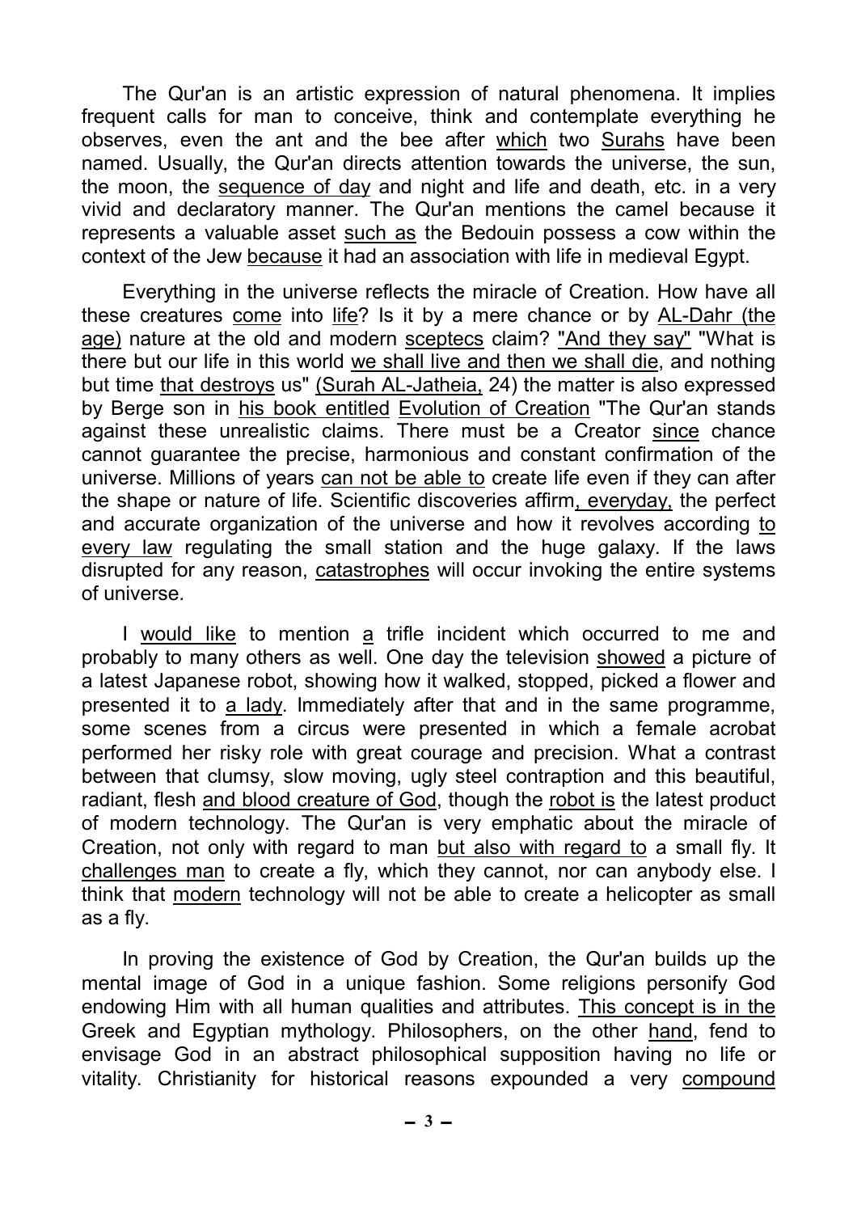The Qur'an is an artistic expression of natural phenomena. It implies frequent calls for man to conceive, think and contemplate everything he observes, even the ant and the bee after which two Surahs have been named. Usually, the Qur'an directs attention towards the universe, the sun, the moon, the sequence of day and night and life and death, etc. in a very vivid and declaratory manner. The Qur'an mentions the camel because it represents a valuable asset such as the Bedouin possess a cow within the context of the Jew because it had an association with life in medieval Egypt.

Everything in the universe reflects the miracle of Creation. How have all these creatures come into life? Is it by a mere chance or by AL-Dahr (the age) nature at the old and modern sceptecs claim? "And they say" "What is there but our life in this world we shall live and then we shall die, and nothing but time that destroys us" (Surah AL-Jatheia, 24) the matter is also expressed by Berge son in his book entitled Evolution of Creation "The Qur'an stands against these unrealistic claims. There must be a Creator since chance cannot guarantee the precise, harmonious and constant confirmation of the universe. Millions of years can not be able to create life even if they can after the shape or nature of life. Scientific discoveries affirm, everyday, the perfect and accurate organization of the universe and how it revolves according to every law regulating the small station and the huge galaxy. If the laws disrupted for any reason, catastrophes will occur invoking the entire systems of universe.

I would like to mention a trifle incident which occurred to me and probably to many others as well. One day the television showed a picture of a latest Japanese robot, showing how it walked, stopped, picked a flower and presented it to a lady. Immediately after that and in the same programme, some scenes from a circus were presented in which a female acrobat performed her risky role with great courage and precision. What a contrast between that clumsy, slow moving, ugly steel contraption and this beautiful, radiant, flesh and blood creature of God, though the robot is the latest product of modern technology. The Qur'an is very emphatic about the miracle of Creation, not only with regard to man but also with regard to a small fly. It challenges man to create a fly, which they cannot, nor can anybody else. I think that modern technology will not be able to create a helicopter as small as a fly.

In proving the existence of God by Creation, the Qur'an builds up the mental image of God in a unique fashion. Some religions personify God endowing Him with all human qualities and attributes. This concept is in the Greek and Egyptian mythology. Philosophers, on the other hand, fend to envisage God in an abstract philosophical supposition having no life or vitality. Christianity for historical reasons expounded a very compound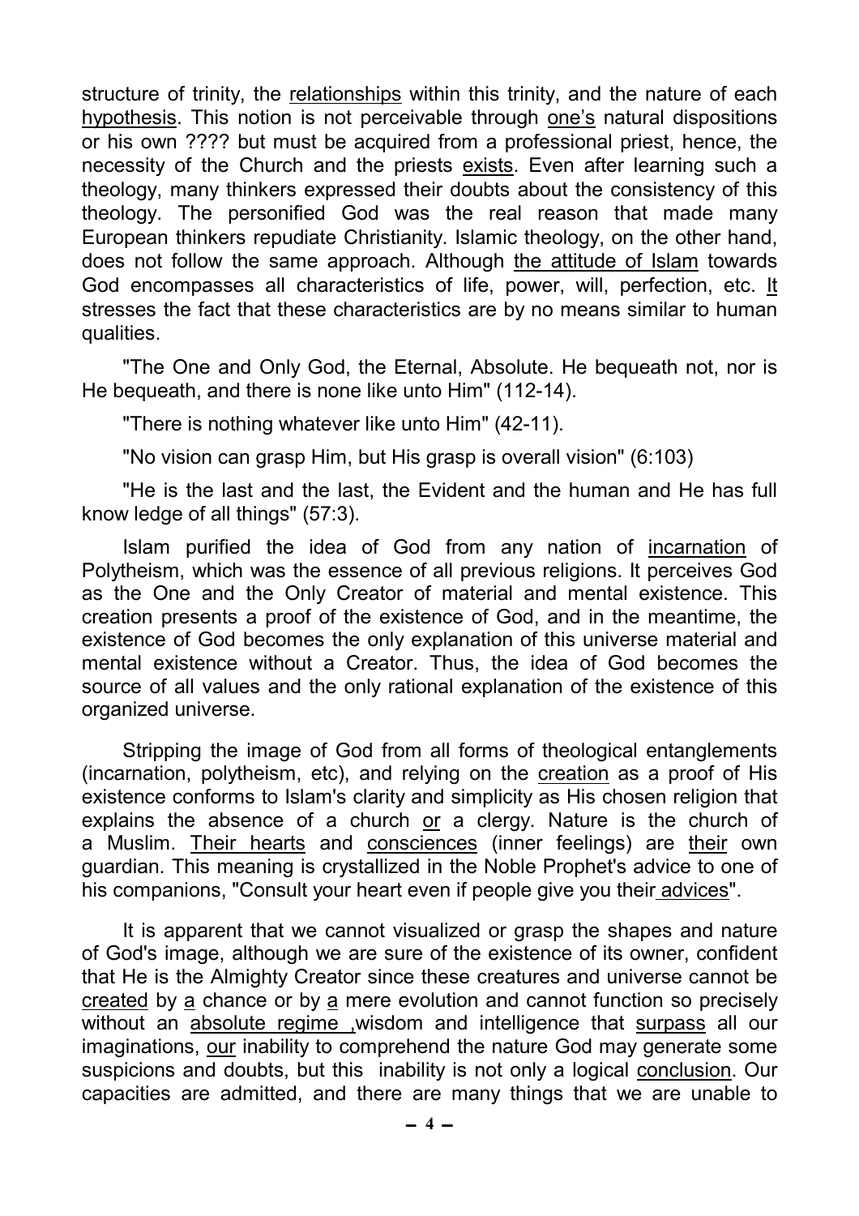structure of trinity, the relationships within this trinity, and the nature of each hypothesis. This notion is not perceivable through one's natural dispositions or his own ???? but must be acquired from a professional priest, hence, the necessity of the Church and the priests exists. Even after learning such a theology, many thinkers expressed their doubts about the consistency of this theology. The personified God was the real reason that made many European thinkers repudiate Christianity. Islamic theology, on the other hand, does not follow the same approach. Although the attitude of Islam towards God encompasses all characteristics of life, power, will, perfection, etc. It stresses the fact that these characteristics are by no means similar to human qualities.

"The One and Only God, the Eternal, Absolute. He bequeath not, nor is He bequeath, and there is none like unto Him" (112-14).

"There is nothing whatever like unto Him" (42-11).

"No vision can grasp Him, but His grasp is overall vision" (6:103)

"He is the last and the last, the Evident and the human and He has full know ledge of all things" (57:3).

Islam purified the idea of God from any nation of incarnation of Polytheism, which was the essence of all previous religions. It perceives God as the One and the Only Creator of material and mental existence. This creation presents a proof of the existence of God, and in the meantime, the existence of God becomes the only explanation of this universe material and mental existence without a Creator. Thus, the idea of God becomes the source of all values and the only rational explanation of the existence of this organized universe.

Stripping the image of God from all forms of theological entanglements (incarnation, polytheism, etc), and relying on the creation as a proof of His existence conforms to Islam's clarity and simplicity as His chosen religion that explains the absence of a church or a clergy. Nature is the church of a Muslim. Their hearts and consciences (inner feelings) are their own guardian. This meaning is crystallized in the Noble Prophet's advice to one of his companions, "Consult your heart even if people give you their advices".

It is apparent that we cannot visualized or grasp the shapes and nature of God's image, although we are sure of the existence of its owner, confident that He is the Almighty Creator since these creatures and universe cannot be created by a chance or by a mere evolution and cannot function so precisely without an absolute regime ,wisdom and intelligence that surpass all our imaginations, our inability to comprehend the nature God may generate some suspicions and doubts, but this inability is not only a logical conclusion. Our capacities are admitted, and there are many things that we are unable to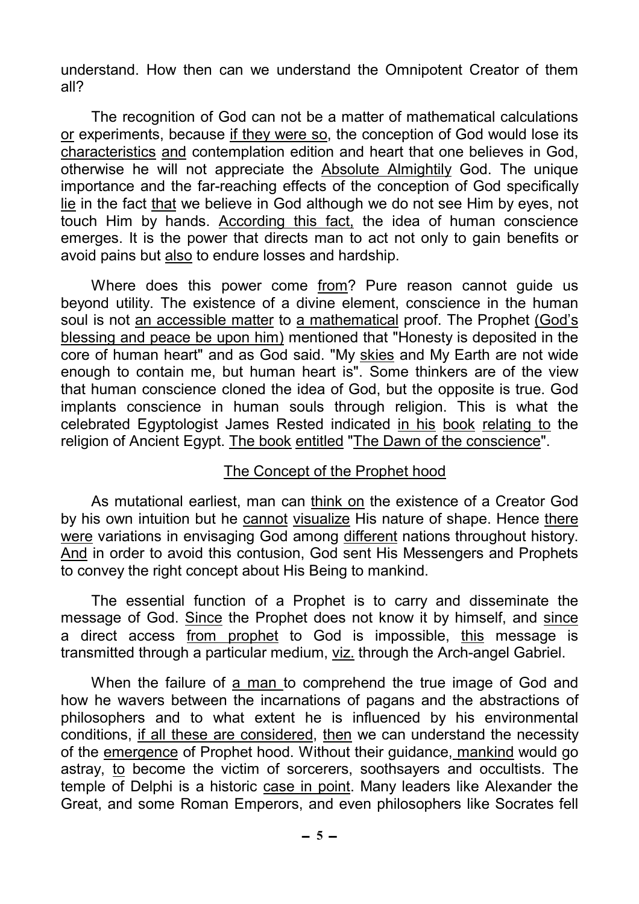understand. How then can we understand the Omnipotent Creator of them all?

The recognition of God can not be a matter of mathematical calculations or experiments, because if they were so, the conception of God would lose its characteristics and contemplation edition and heart that one believes in God, otherwise he will not appreciate the Absolute Almightily God. The unique importance and the far-reaching effects of the conception of God specifically lie in the fact that we believe in God although we do not see Him by eyes, not touch Him by hands. According this fact, the idea of human conscience emerges. It is the power that directs man to act not only to gain benefits or avoid pains but also to endure losses and hardship.

Where does this power come from? Pure reason cannot guide us beyond utility. The existence of a divine element, conscience in the human soul is not an accessible matter to a mathematical proof. The Prophet (God's blessing and peace be upon him) mentioned that "Honesty is deposited in the core of human heart" and as God said. "My skies and My Earth are not wide enough to contain me, but human heart is". Some thinkers are of the view that human conscience cloned the idea of God, but the opposite is true. God implants conscience in human souls through religion. This is what the celebrated Egyptologist James Rested indicated in his book relating to the religion of Ancient Egypt. The book entitled "The Dawn of the conscience".

## The Concept of the Prophet hood

As mutational earliest, man can think on the existence of a Creator God by his own intuition but he cannot visualize His nature of shape. Hence there were variations in envisaging God among different nations throughout history. And in order to avoid this contusion, God sent His Messengers and Prophets to convey the right concept about His Being to mankind.

The essential function of a Prophet is to carry and disseminate the message of God. Since the Prophet does not know it by himself, and since a direct access from prophet to God is impossible, this message is transmitted through a particular medium, viz. through the Arch-angel Gabriel.

When the failure of a man to comprehend the true image of God and how he wavers between the incarnations of pagans and the abstractions of philosophers and to what extent he is influenced by his environmental conditions, if all these are considered, then we can understand the necessity of the emergence of Prophet hood. Without their guidance, mankind would go astray, to become the victim of sorcerers, soothsayers and occultists. The temple of Delphi is a historic case in point. Many leaders like Alexander the Great, and some Roman Emperors, and even philosophers like Socrates fell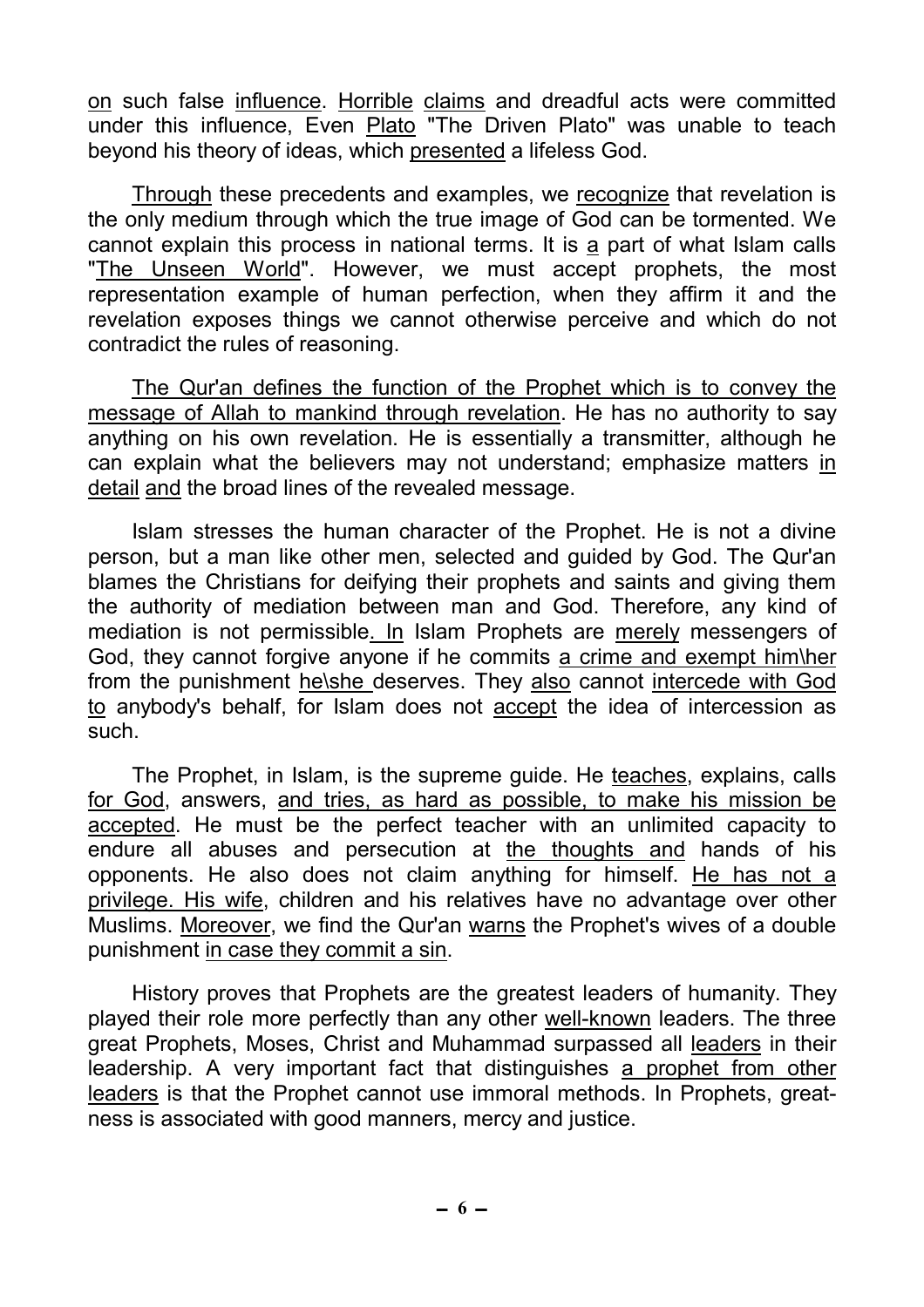on such false influence. Horrible claims and dreadful acts were committed under this influence, Even Plato "The Driven Plato" was unable to teach beyond his theory of ideas, which presented a lifeless God.

Through these precedents and examples, we recognize that revelation is the only medium through which the true image of God can be tormented. We cannot explain this process in national terms. It is a part of what Islam calls "The Unseen World". However, we must accept prophets, the most representation example of human perfection, when they affirm it and the revelation exposes things we cannot otherwise perceive and which do not contradict the rules of reasoning.

The Qur'an defines the function of the Prophet which is to convey the message of Allah to mankind through revelation. He has no authority to say anything on his own revelation. He is essentially a transmitter, although he can explain what the believers may not understand; emphasize matters in detail and the broad lines of the revealed message.

Islam stresses the human character of the Prophet. He is not a divine person, but a man like other men, selected and guided by God. The Qur'an blames the Christians for deifying their prophets and saints and giving them the authority of mediation between man and God. Therefore, any kind of mediation is not permissible. In Islam Prophets are merely messengers of God, they cannot forgive anyone if he commits a crime and exempt him\her from the punishment he\she deserves. They also cannot intercede with God to anybody's behalf, for Islam does not accept the idea of intercession as such.

The Prophet, in Islam, is the supreme guide. He teaches, explains, calls for God, answers, and tries, as hard as possible, to make his mission be accepted. He must be the perfect teacher with an unlimited capacity to endure all abuses and persecution at the thoughts and hands of his opponents. He also does not claim anything for himself. He has not a privilege. His wife, children and his relatives have no advantage over other Muslims. Moreover, we find the Qur'an warns the Prophet's wives of a double punishment in case they commit a sin.

History proves that Prophets are the greatest leaders of humanity. They played their role more perfectly than any other well-known leaders. The three great Prophets, Moses, Christ and Muhammad surpassed all leaders in their leadership. A very important fact that distinguishes a prophet from other leaders is that the Prophet cannot use immoral methods. In Prophets, greatness is associated with good manners, mercy and justice.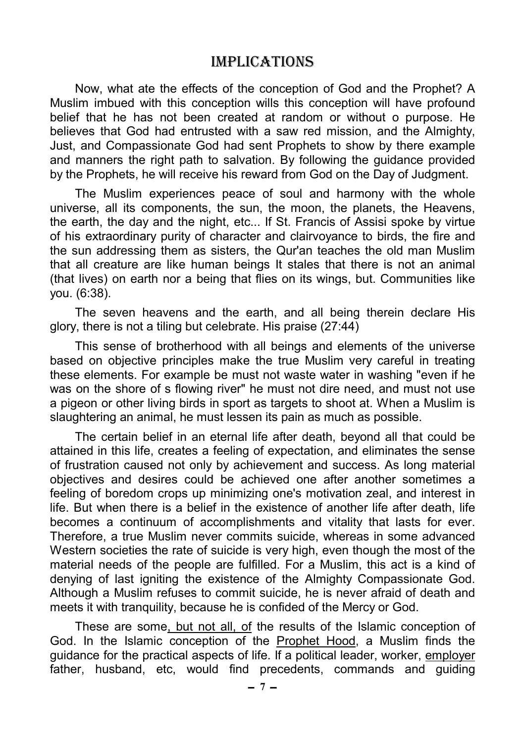## IMPLICATIONS

Now, what ate the effects of the conception of God and the Prophet? A Muslim imbued with this conception wills this conception will have profound belief that he has not been created at random or without o purpose. He believes that God had entrusted with a saw red mission, and the Almighty, Just, and Compassionate God had sent Prophets to show by there example and manners the right path to salvation. By following the guidance provided by the Prophets, he will receive his reward from God on the Day of Judgment.

The Muslim experiences peace of soul and harmony with the whole universe, all its components, the sun, the moon, the planets, the Heavens, the earth, the day and the night, etc... If St. Francis of Assisi spoke by virtue of his extraordinary purity of character and clairvoyance to birds, the fire and the sun addressing them as sisters, the Qur'an teaches the old man Muslim that all creature are like human beings It stales that there is not an animal (that lives) on earth nor a being that flies on its wings, but. Communities like you. (6:38).

The seven heavens and the earth, and all being therein declare His glory, there is not a tiling but celebrate. His praise (27:44)

This sense of brotherhood with all beings and elements of the universe based on objective principles make the true Muslim very careful in treating these elements. For example be must not waste water in washing "even if he was on the shore of s flowing river" he must not dire need, and must not use a pigeon or other living birds in sport as targets to shoot at. When a Muslim is slaughtering an animal, he must lessen its pain as much as possible.

The certain belief in an eternal life after death, beyond all that could be attained in this life, creates a feeling of expectation, and eliminates the sense of frustration caused not only by achievement and success. As long material objectives and desires could be achieved one after another sometimes a feeling of boredom crops up minimizing one's motivation zeal, and interest in life. But when there is a belief in the existence of another life after death, life becomes a continuum of accomplishments and vitality that lasts for ever. Therefore, a true Muslim never commits suicide, whereas in some advanced Western societies the rate of suicide is very high, even though the most of the material needs of the people are fulfilled. For a Muslim, this act is a kind of denying of last igniting the existence of the Almighty Compassionate God. Although a Muslim refuses to commit suicide, he is never afraid of death and meets it with tranquility, because he is confided of the Mercy or God.

These are some, but not all, of the results of the Islamic conception of God. In the Islamic conception of the Prophet Hood, a Muslim finds the guidance for the practical aspects of life. If a political leader, worker, employer father, husband, etc, would find precedents, commands and guiding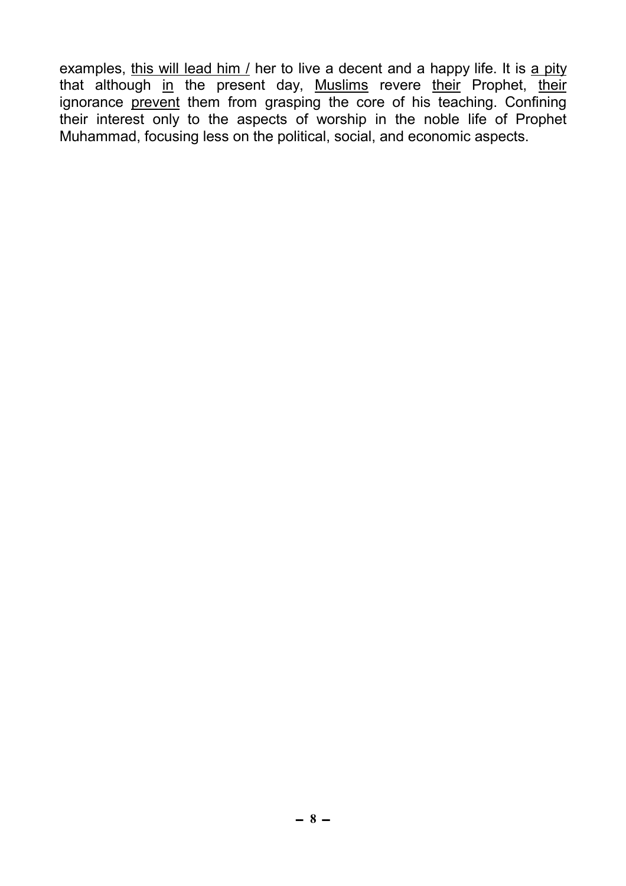examples, this will lead him / her to live a decent and a happy life. It is a pity that although in the present day, Muslims revere their Prophet, their ignorance prevent them from grasping the core of his teaching. Confining their interest only to the aspects of worship in the noble life of Prophet Muhammad, focusing less on the political, social, and economic aspects.